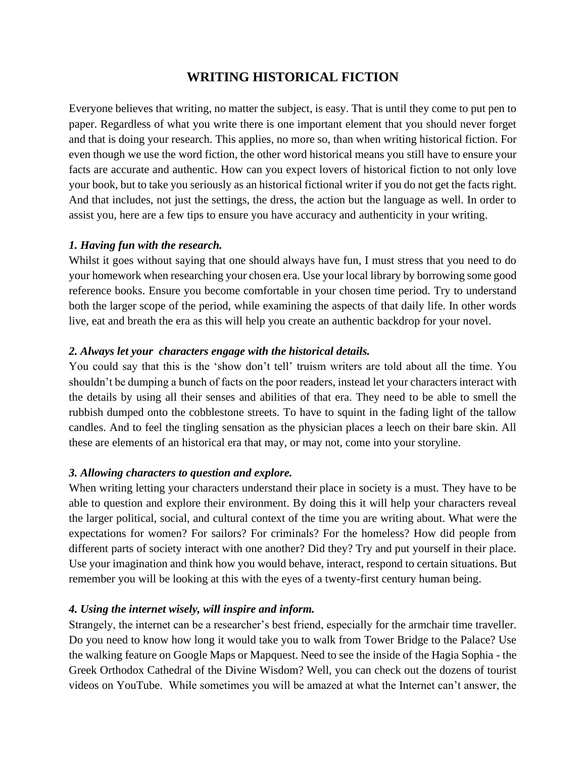# WRITING HISTORICAL FICTION

Everyone believes that writing, no matter the subject, is easy. That is until they come to put pen to paper. Regardless of what you write there is one important element that you should never forget and that is doing your research. This applies, no more so, than when writing historical fiction. For even though we use the word fiction, the other word historical means you still have to ensure your facts are accurate and authentic. How can you expect lovers of historical fiction to not only love your book, but to take you seriously as an historical fictional writer if you do not get the facts right. And that includes, not just the settings, the dress, the action but the language as well. In order to assist you, here are a few tips to ensure you have accuracy and authenticity in your writing.

***1. Having fun with the research.***

Whilst it goes without saying that one should always have fun, I must stress that you need to do your homework when researching your chosen era. Use your local library by borrowing some good reference books. Ensure you become comfortable in your chosen time period. Try to understand both the larger scope of the period, while examining the aspects of that daily life. In other words live, eat and breath the era as this will help you create an authentic backdrop for your novel.

***2. Always let your characters engage with the historical details.***

You could say that this is the 'show don't tell' truism writers are told about all the time. You shouldn't be dumping a bunch of facts on the poor readers, instead let your characters interact with the details by using all their senses and abilities of that era. They need to be able to smell the rubbish dumped onto the cobblestone streets. To have to squint in the fading light of the tallow candles. And to feel the tingling sensation as the physician places a leech on their bare skin. All these are elements of an historical era that may, or may not, come into your storyline.

***3. Allowing characters to question and explore.***

When writing letting your characters understand their place in society is a must. They have to be able to question and explore their environment. By doing this it will help your characters reveal the larger political, social, and cultural context of the time you are writing about. What were the expectations for women? For sailors? For criminals? For the homeless? How did people from different parts of society interact with one another? Did they? Try and put yourself in their place. Use your imagination and think how you would behave, interact, respond to certain situations. But remember you will be looking at this with the eyes of a twenty-first century human being.

***4. Using the internet wisely, will inspire and inform.***

Strangely, the internet can be a researcher's best friend, especially for the armchair time traveller. Do you need to know how long it would take you to walk from Tower Bridge to the Palace? Use the walking feature on Google Maps or Mapquest. Need to see the inside of the Hagia Sophia - the Greek Orthodox Cathedral of the Divine Wisdom? Well, you can check out the dozens of tourist videos on YouTube. While sometimes you will be amazed at what the Internet can't answer, the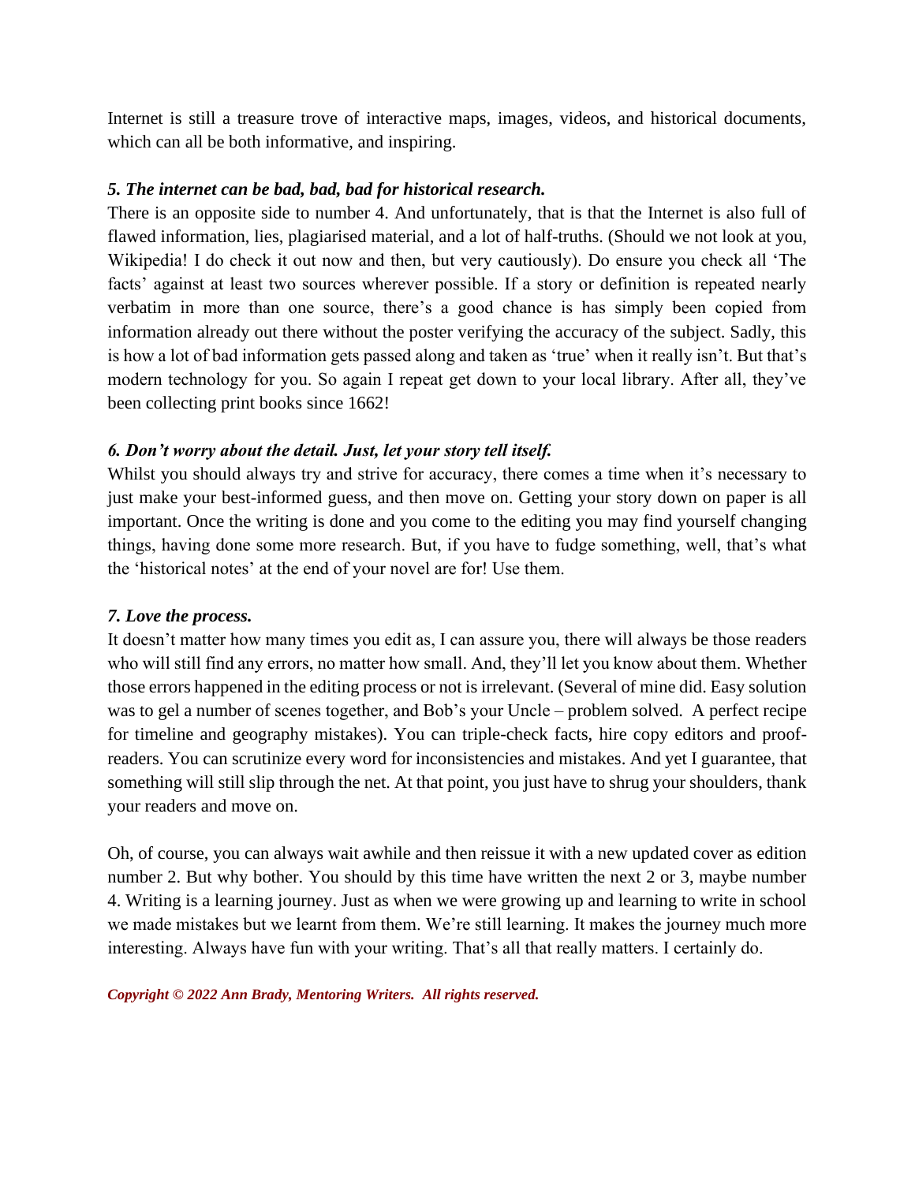Internet is still a treasure trove of interactive maps, images, videos, and historical documents, which can all be both informative, and inspiring.

***5. The internet can be bad, bad, bad for historical research.***

There is an opposite side to number 4. And unfortunately, that is that the Internet is also full of flawed information, lies, plagiarised material, and a lot of half-truths. (Should we not look at you, Wikipedia! I do check it out now and then, but very cautiously). Do ensure you check all 'The facts' against at least two sources wherever possible. If a story or definition is repeated nearly verbatim in more than one source, there's a good chance is has simply been copied from information already out there without the poster verifying the accuracy of the subject. Sadly, this is how a lot of bad information gets passed along and taken as 'true' when it really isn't. But that's modern technology for you. So again I repeat get down to your local library. After all, they've been collecting print books since 1662!

***6. Don't worry about the detail. Just, let your story tell itself.***

Whilst you should always try and strive for accuracy, there comes a time when it's necessary to just make your best-informed guess, and then move on. Getting your story down on paper is all important. Once the writing is done and you come to the editing you may find yourself changing things, having done some more research. But, if you have to fudge something, well, that's what the 'historical notes' at the end of your novel are for! Use them.

***7. Love the process.***

It doesn't matter how many times you edit as, I can assure you, there will always be those readers who will still find any errors, no matter how small. And, they'll let you know about them. Whether those errors happened in the editing process or not is irrelevant. (Several of mine did. Easy solution was to gel a number of scenes together, and Bob's your Uncle – problem solved. A perfect recipe for timeline and geography mistakes). You can triple-check facts, hire copy editors and proof-readers. You can scrutinize every word for inconsistencies and mistakes. And yet I guarantee, that something will still slip through the net. At that point, you just have to shrug your shoulders, thank your readers and move on.

Oh, of course, you can always wait awhile and then reissue it with a new updated cover as edition number 2. But why bother. You should by this time have written the next 2 or 3, maybe number 4. Writing is a learning journey. Just as when we were growing up and learning to write in school we made mistakes but we learnt from them. We're still learning. It makes the journey much more interesting. Always have fun with your writing. That's all that really matters. I certainly do.

***Copyright © 2022 Ann Brady, Mentoring Writers. All rights reserved.***